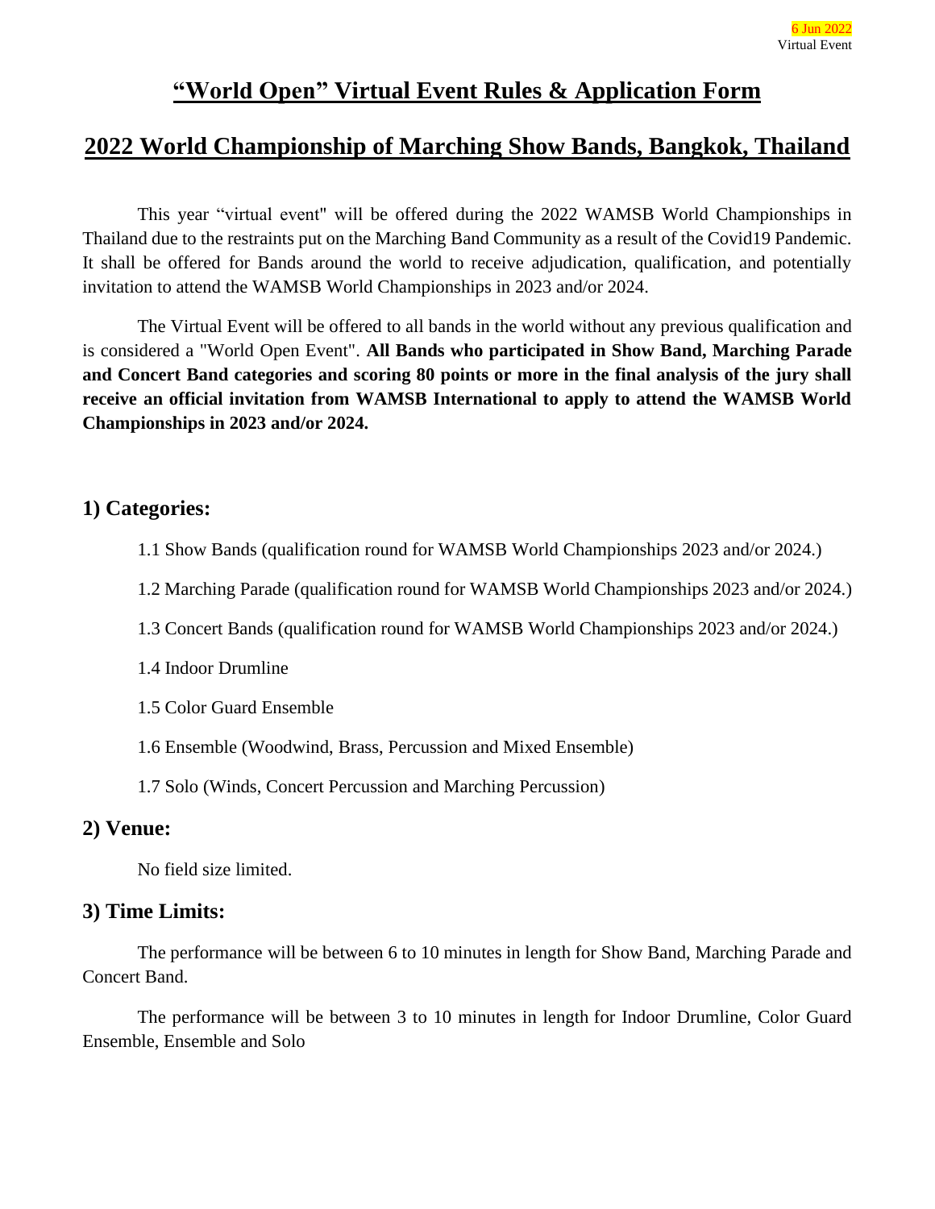6 Jun 2022
Virtual Event

# "World Open" Virtual Event Rules & Application Form

# 2022 World Championship of Marching Show Bands, Bangkok, Thailand

This year "virtual event" will be offered during the 2022 WAMSB World Championships in Thailand due to the restraints put on the Marching Band Community as a result of the Covid19 Pandemic. It shall be offered for Bands around the world to receive adjudication, qualification, and potentially invitation to attend the WAMSB World Championships in 2023 and/or 2024.

The Virtual Event will be offered to all bands in the world without any previous qualification and is considered a "World Open Event". **All Bands who participated in Show Band, Marching Parade and Concert Band categories and scoring 80 points or more in the final analysis of the jury shall receive an official invitation from WAMSB International to apply to attend the WAMSB World Championships in 2023 and/or 2024.**

## 1) Categories:

1.1 Show Bands (qualification round for WAMSB World Championships 2023 and/or 2024.)

1.2 Marching Parade (qualification round for WAMSB World Championships 2023 and/or 2024.)

1.3 Concert Bands (qualification round for WAMSB World Championships 2023 and/or 2024.)

1.4 Indoor Drumline

1.5 Color Guard Ensemble

1.6 Ensemble (Woodwind, Brass, Percussion and Mixed Ensemble)

1.7 Solo (Winds, Concert Percussion and Marching Percussion)

## 2) Venue:

No field size limited.

## 3) Time Limits:

The performance will be between 6 to 10 minutes in length for Show Band, Marching Parade and Concert Band.

The performance will be between 3 to 10 minutes in length for Indoor Drumline, Color Guard Ensemble, Ensemble and Solo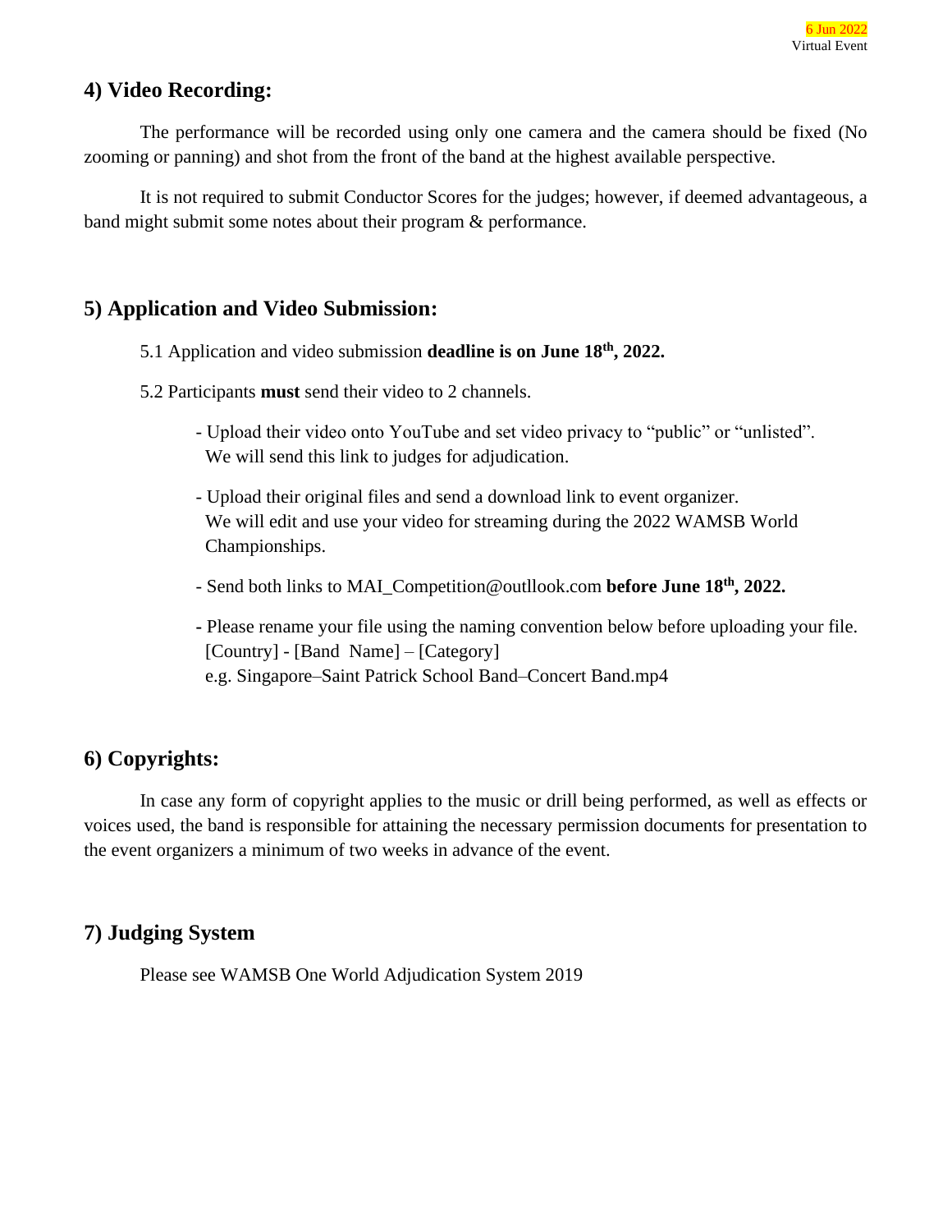## 4) Video Recording:

The performance will be recorded using only one camera and the camera should be fixed (No zooming or panning) and shot from the front of the band at the highest available perspective.

It is not required to submit Conductor Scores for the judges; however, if deemed advantageous, a band might submit some notes about their program & performance.

## 5) Application and Video Submission:

5.1 Application and video submission **deadline is on June 18th, 2022.**

5.2 Participants **must** send their video to 2 channels.

- Upload their video onto YouTube and set video privacy to "public" or "unlisted". We will send this link to judges for adjudication.
- Upload their original files and send a download link to event organizer. We will edit and use your video for streaming during the 2022 WAMSB World Championships.
- Send both links to MAI_Competition@outllook.com **before June 18th, 2022.**
- Please rename your file using the naming convention below before uploading your file.
  [Country] - [Band Name] – [Category]
  e.g. Singapore–Saint Patrick School Band–Concert Band.mp4

## 6) Copyrights:

In case any form of copyright applies to the music or drill being performed, as well as effects or voices used, the band is responsible for attaining the necessary permission documents for presentation to the event organizers a minimum of two weeks in advance of the event.

## 7) Judging System

Please see WAMSB One World Adjudication System 2019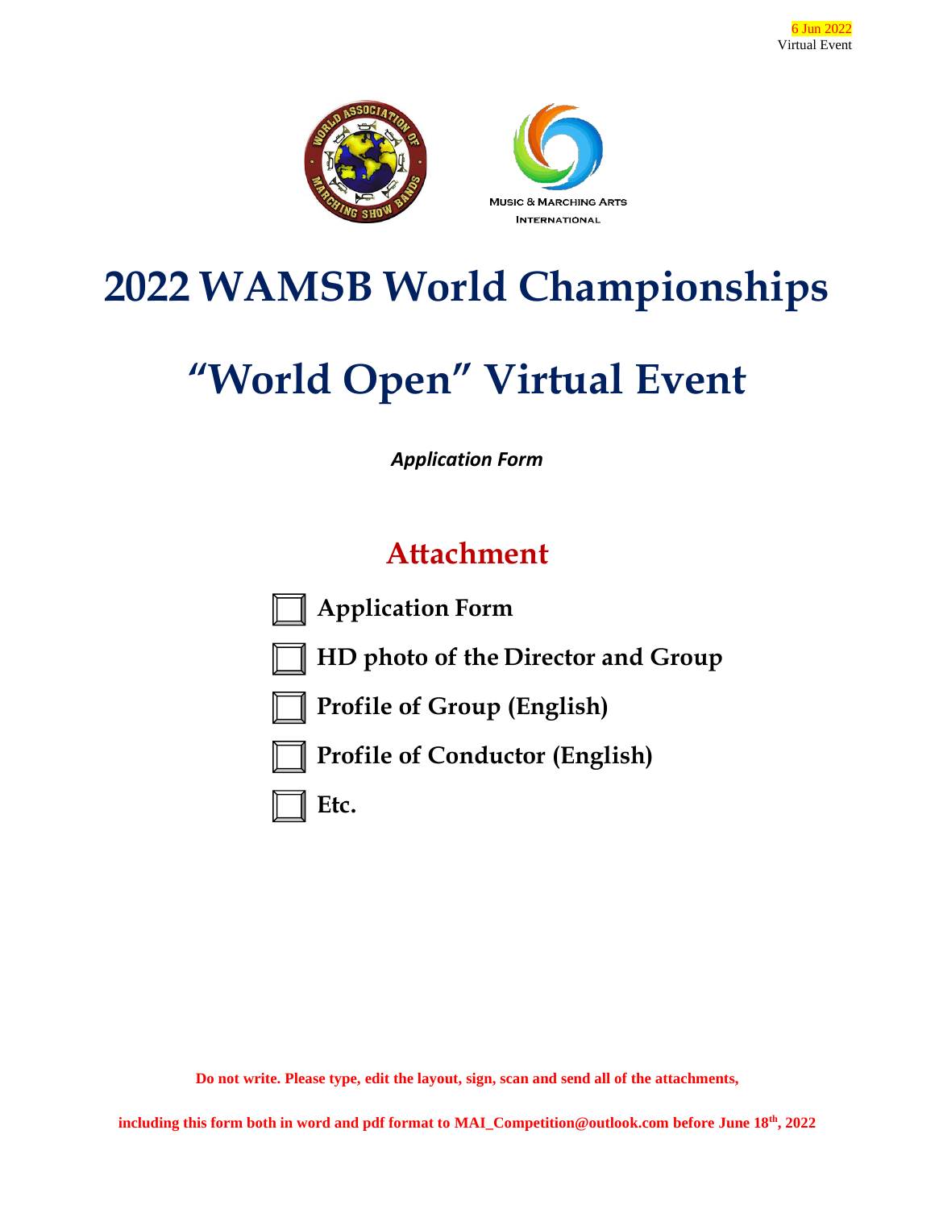6 Jun 2022
Virtual Event

# 2022 WAMSB World Championships

# "World Open" Virtual Event

***Application Form***

## Attachment

- ☐ **Application Form**
- ☐ **HD photo of the Director and Group**
- ☐ **Profile of Group (English)**
- ☐ **Profile of Conductor (English)**
- ☐ **Etc.**

**Do not write. Please type, edit the layout, sign, scan and send all of the attachments,**

**including this form both in word and pdf format to MAI_Competition@outlook.com before June 18th, 2022**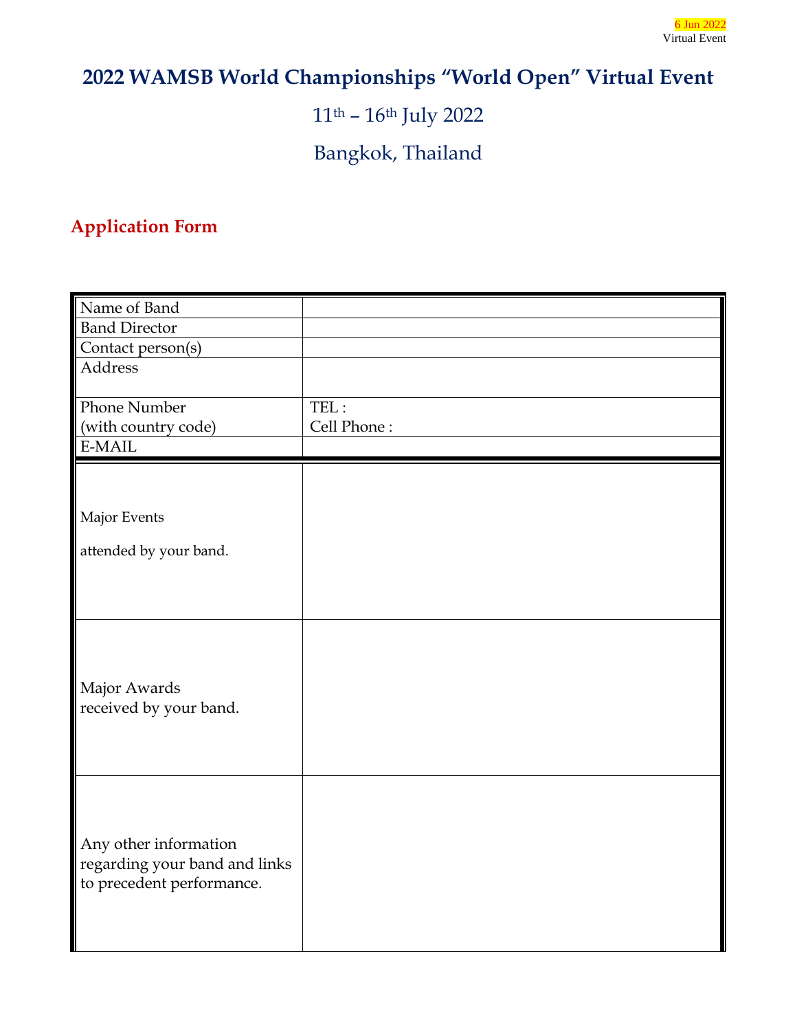6 Jun 2022
Virtual Event

# 2022 WAMSB World Championships "World Open" Virtual Event

11th – 16th July 2022

Bangkok, Thailand

## Application Form

| Name of Band | |
|---|---|
| Band Director | |
| Contact person(s) | |
| Address | |
| Phone Number (with country code) | TEL : <br> Cell Phone : |
| E-MAIL | |
| Major Events attended by your band. | |
| Major Awards received by your band. | |
| Any other information regarding your band and links to precedent performance. | |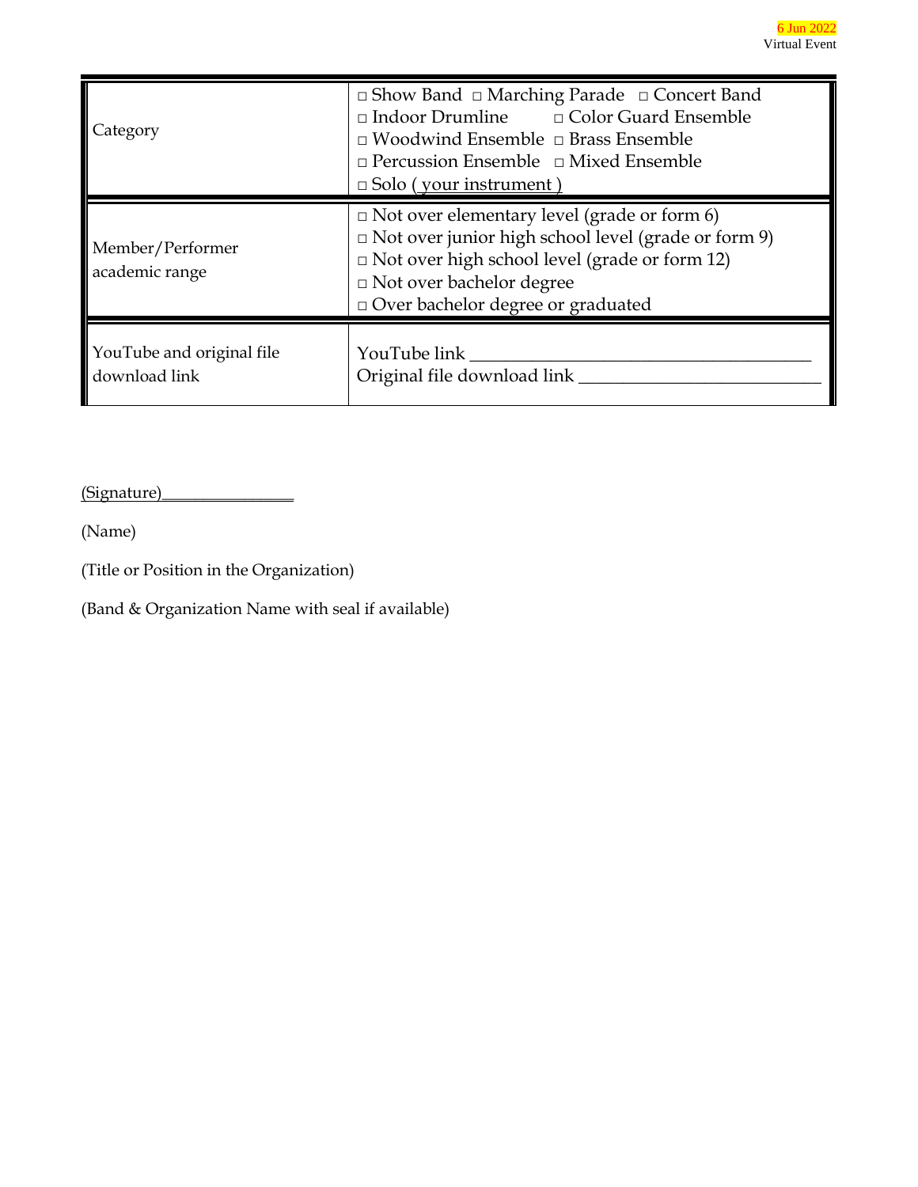6 Jun 2022
Virtual Event

| | |
|---|---|
| Category | □ Show Band □ Marching Parade □ Concert Band<br>□ Indoor Drumline □ Color Guard Ensemble<br>□ Woodwind Ensemble □ Brass Ensemble<br>□ Percussion Ensemble □ Mixed Ensemble<br>□ Solo ( your instrument ) |
| Member/Performer academic range | □ Not over elementary level (grade or form 6)<br>□ Not over junior high school level (grade or form 9)<br>□ Not over high school level (grade or form 12)<br>□ Not over bachelor degree<br>□ Over bachelor degree or graduated |
| YouTube and original file download link | YouTube link ______________________________________<br>Original file download link __________________________ |

(Signature)________________

(Name)

(Title or Position in the Organization)

(Band & Organization Name with seal if available)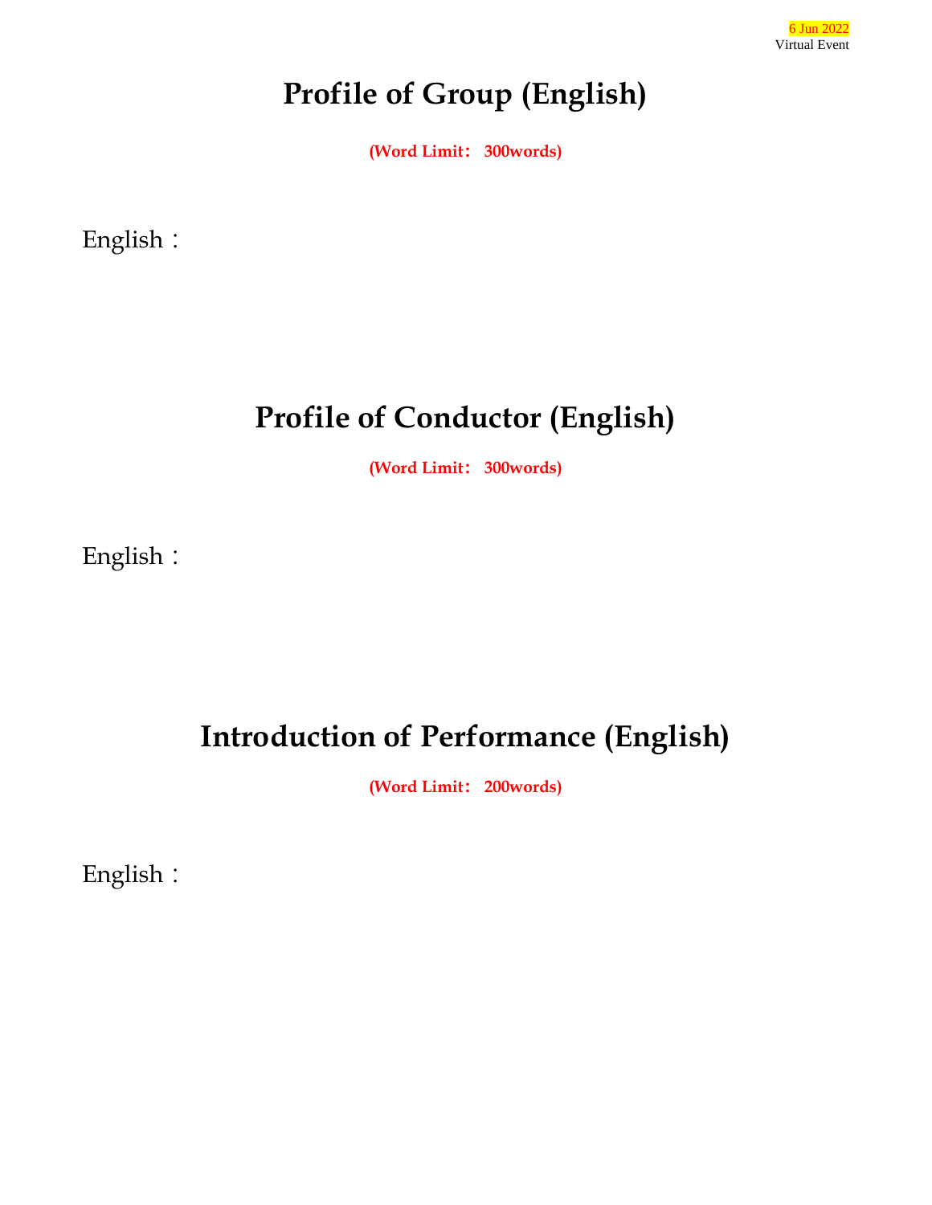6 Jun 2022
Virtual Event

# Profile of Group (English)

**(Word Limit：300words)**

English：

# Profile of Conductor (English)

**(Word Limit：300words)**

English：

# Introduction of Performance (English)

**(Word Limit：200words)**

English：